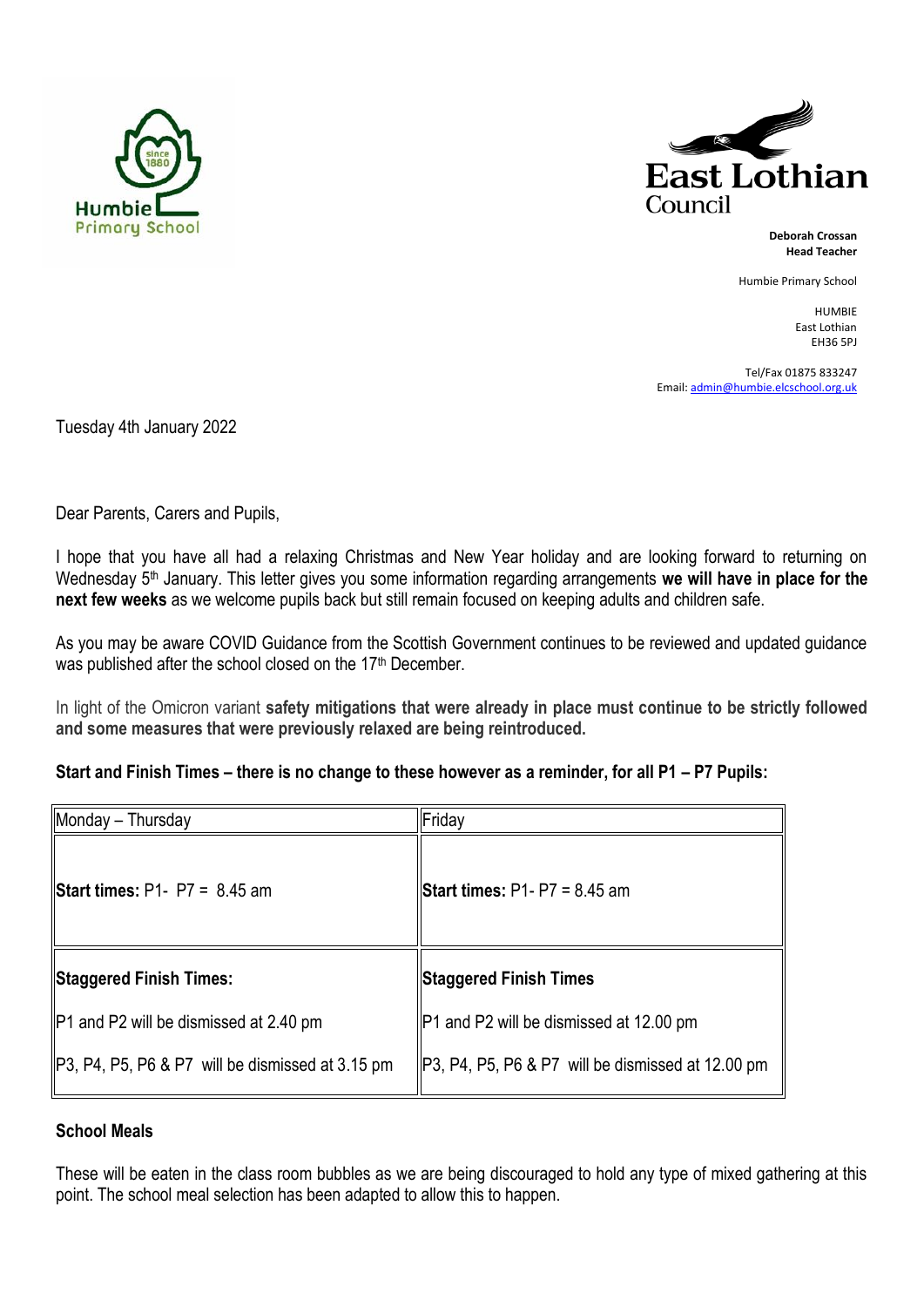Humbie Primary School

East Lothian Council

**Deborah Crossan**
**Head Teacher**

Humbie Primary School

HUMBIE
East Lothian
EH36 5PJ

Tel/Fax 01875 833247
Email: admin@humbie.elcschool.org.uk

Tuesday 4th January 2022

Dear Parents, Carers and Pupils,

I hope that you have all had a relaxing Christmas and New Year holiday and are looking forward to returning on Wednesday 5th January. This letter gives you some information regarding arrangements **we will have in place for the next few weeks** as we welcome pupils back but still remain focused on keeping adults and children safe.

As you may be aware COVID Guidance from the Scottish Government continues to be reviewed and updated guidance was published after the school closed on the 17th December.

In light of the Omicron variant **safety mitigations that were already in place must continue to be strictly followed and some measures that were previously relaxed are being reintroduced.**

**Start and Finish Times – there is no change to these however as a reminder, for all P1 – P7 Pupils:**

| Monday – Thursday | Friday |
| --- | --- |
| **Start times:** P1- P7 = 8.45 am | **Start times:** P1- P7 = 8.45 am |
| **Staggered Finish Times:**<br><br>P1 and P2 will be dismissed at 2.40 pm<br><br>P3, P4, P5, P6 & P7 will be dismissed at 3.15 pm | **Staggered Finish Times**<br><br>P1 and P2 will be dismissed at 12.00 pm<br><br>P3, P4, P5, P6 & P7 will be dismissed at 12.00 pm |

**School Meals**

These will be eaten in the class room bubbles as we are being discouraged to hold any type of mixed gathering at this point. The school meal selection has been adapted to allow this to happen.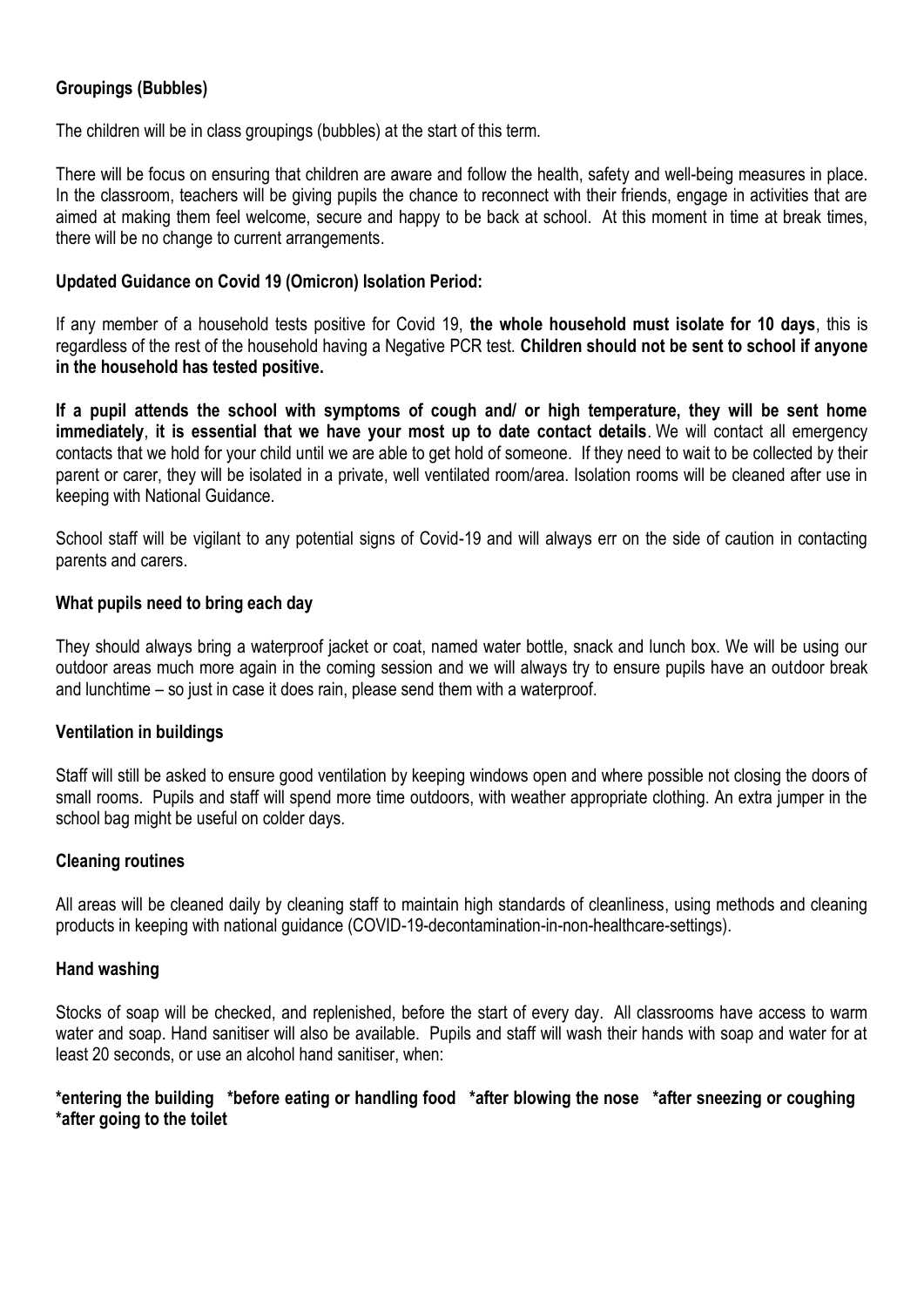**Groupings (Bubbles)**

The children will be in class groupings (bubbles) at the start of this term.

There will be focus on ensuring that children are aware and follow the health, safety and well-being measures in place. In the classroom, teachers will be giving pupils the chance to reconnect with their friends, engage in activities that are aimed at making them feel welcome, secure and happy to be back at school. At this moment in time at break times, there will be no change to current arrangements.

**Updated Guidance on Covid 19 (Omicron) Isolation Period:**

If any member of a household tests positive for Covid 19, **the whole household must isolate for 10 days**, this is regardless of the rest of the household having a Negative PCR test. **Children should not be sent to school if anyone in the household has tested positive.**

**If a pupil attends the school with symptoms of cough and/ or high temperature, they will be sent home immediately**, **it is essential that we have your most up to date contact details**. We will contact all emergency contacts that we hold for your child until we are able to get hold of someone. If they need to wait to be collected by their parent or carer, they will be isolated in a private, well ventilated room/area. Isolation rooms will be cleaned after use in keeping with National Guidance.

School staff will be vigilant to any potential signs of Covid-19 and will always err on the side of caution in contacting parents and carers.

**What pupils need to bring each day**

They should always bring a waterproof jacket or coat, named water bottle, snack and lunch box. We will be using our outdoor areas much more again in the coming session and we will always try to ensure pupils have an outdoor break and lunchtime – so just in case it does rain, please send them with a waterproof.

**Ventilation in buildings**

Staff will still be asked to ensure good ventilation by keeping windows open and where possible not closing the doors of small rooms. Pupils and staff will spend more time outdoors, with weather appropriate clothing. An extra jumper in the school bag might be useful on colder days.

**Cleaning routines**

All areas will be cleaned daily by cleaning staff to maintain high standards of cleanliness, using methods and cleaning products in keeping with national guidance (COVID-19-decontamination-in-non-healthcare-settings).

**Hand washing**

Stocks of soap will be checked, and replenished, before the start of every day. All classrooms have access to warm water and soap. Hand sanitiser will also be available. Pupils and staff will wash their hands with soap and water for at least 20 seconds, or use an alcohol hand sanitiser, when:

**\*entering the building \*before eating or handling food \*after blowing the nose \*after sneezing or coughing \*after going to the toilet**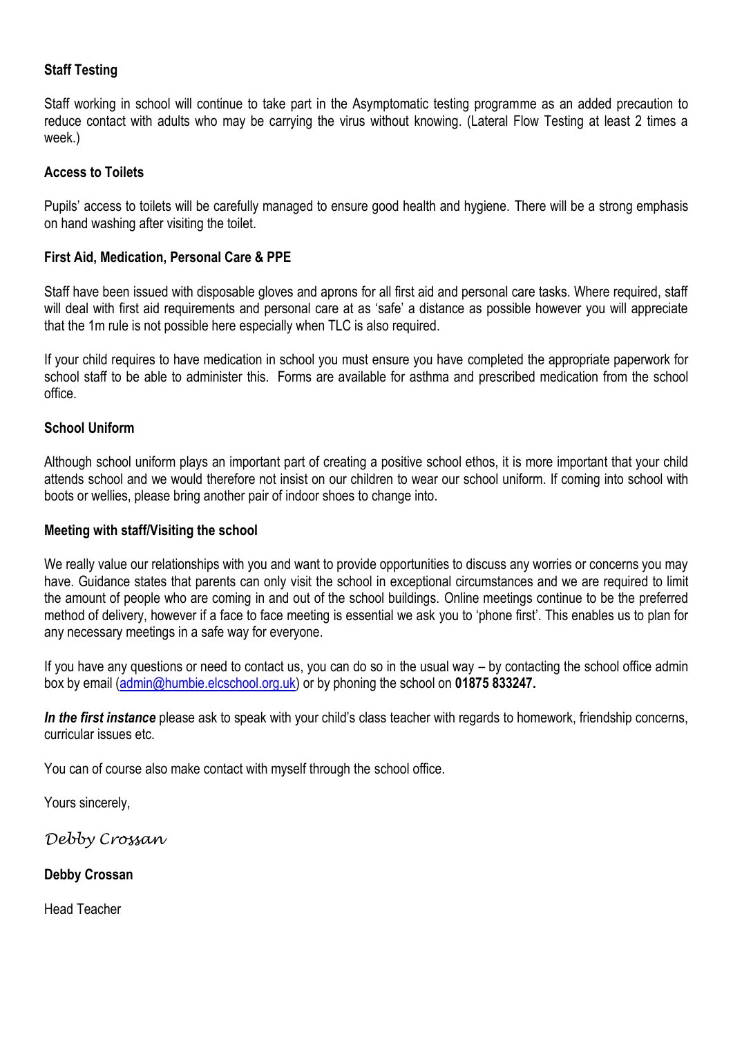**Staff Testing**

Staff working in school will continue to take part in the Asymptomatic testing programme as an added precaution to reduce contact with adults who may be carrying the virus without knowing. (Lateral Flow Testing at least 2 times a week.)

**Access to Toilets**

Pupils' access to toilets will be carefully managed to ensure good health and hygiene. There will be a strong emphasis on hand washing after visiting the toilet.

**First Aid, Medication, Personal Care & PPE**

Staff have been issued with disposable gloves and aprons for all first aid and personal care tasks. Where required, staff will deal with first aid requirements and personal care at as 'safe' a distance as possible however you will appreciate that the 1m rule is not possible here especially when TLC is also required.

If your child requires to have medication in school you must ensure you have completed the appropriate paperwork for school staff to be able to administer this. Forms are available for asthma and prescribed medication from the school office.

**School Uniform**

Although school uniform plays an important part of creating a positive school ethos, it is more important that your child attends school and we would therefore not insist on our children to wear our school uniform. If coming into school with boots or wellies, please bring another pair of indoor shoes to change into.

**Meeting with staff/Visiting the school**

We really value our relationships with you and want to provide opportunities to discuss any worries or concerns you may have. Guidance states that parents can only visit the school in exceptional circumstances and we are required to limit the amount of people who are coming in and out of the school buildings. Online meetings continue to be the preferred method of delivery, however if a face to face meeting is essential we ask you to 'phone first'. This enables us to plan for any necessary meetings in a safe way for everyone.

If you have any questions or need to contact us, you can do so in the usual way – by contacting the school office admin box by email (admin@humbie.elcschool.org.uk) or by phoning the school on **01875 833247.**

***In the first instance*** please ask to speak with your child's class teacher with regards to homework, friendship concerns, curricular issues etc.

You can of course also make contact with myself through the school office.

Yours sincerely,

*Debby Crossan*

**Debby Crossan**

Head Teacher